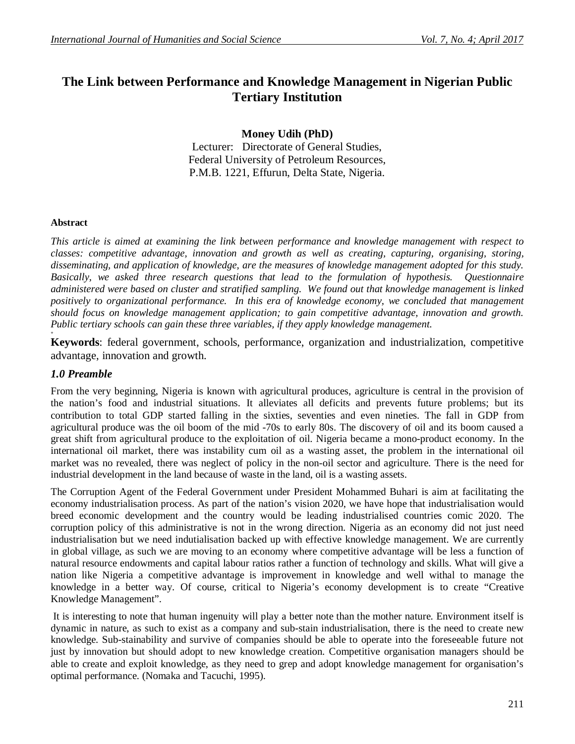# The Link between Performance and Knowledge Management in Nigerian Public Tertiary Institution

**Money Udih (PhD)**
Lecturer: Directorate of General Studies,
Federal University of Petroleum Resources,
P.M.B. 1221, Effurun, Delta State, Nigeria.

#### Abstract

*This article is aimed at examining the link between performance and knowledge management with respect to classes: competitive advantage, innovation and growth as well as creating, capturing, organising, storing, disseminating, and application of knowledge, are the measures of knowledge management adopted for this study. Basically, we asked three research questions that lead to the formulation of hypothesis. Questionnaire administered were based on cluster and stratified sampling. We found out that knowledge management is linked positively to organizational performance. In this era of knowledge economy, we concluded that management should focus on knowledge management application; to gain competitive advantage, innovation and growth. Public tertiary schools can gain these three variables, if they apply knowledge management.*

**Keywords**: federal government, schools, performance, organization and industrialization, competitive advantage, innovation and growth.

## *1.0 Preamble*

From the very beginning, Nigeria is known with agricultural produces, agriculture is central in the provision of the nation's food and industrial situations. It alleviates all deficits and prevents future problems; but its contribution to total GDP started falling in the sixties, seventies and even nineties. The fall in GDP from agricultural produce was the oil boom of the mid -70s to early 80s. The discovery of oil and its boom caused a great shift from agricultural produce to the exploitation of oil. Nigeria became a mono-product economy. In the international oil market, there was instability cum oil as a wasting asset, the problem in the international oil market was no revealed, there was neglect of policy in the non-oil sector and agriculture. There is the need for industrial development in the land because of waste in the land, oil is a wasting assets.

The Corruption Agent of the Federal Government under President Mohammed Buhari is aim at facilitating the economy industrialisation process. As part of the nation's vision 2020, we have hope that industrialisation would breed economic development and the country would be leading industrialised countries comic 2020. The corruption policy of this administrative is not in the wrong direction. Nigeria as an economy did not just need industrialisation but we need indutialisation backed up with effective knowledge management. We are currently in global village, as such we are moving to an economy where competitive advantage will be less a function of natural resource endowments and capital labour ratios rather a function of technology and skills. What will give a nation like Nigeria a competitive advantage is improvement in knowledge and well withal to manage the knowledge in a better way. Of course, critical to Nigeria's economy development is to create "Creative Knowledge Management".

It is interesting to note that human ingenuity will play a better note than the mother nature. Environment itself is dynamic in nature, as such to exist as a company and sub-stain industrialisation, there is the need to create new knowledge. Sub-stainability and survive of companies should be able to operate into the foreseeable future not just by innovation but should adopt to new knowledge creation. Competitive organisation managers should be able to create and exploit knowledge, as they need to grep and adopt knowledge management for organisation's optimal performance. (Nomaka and Tacuchi, 1995).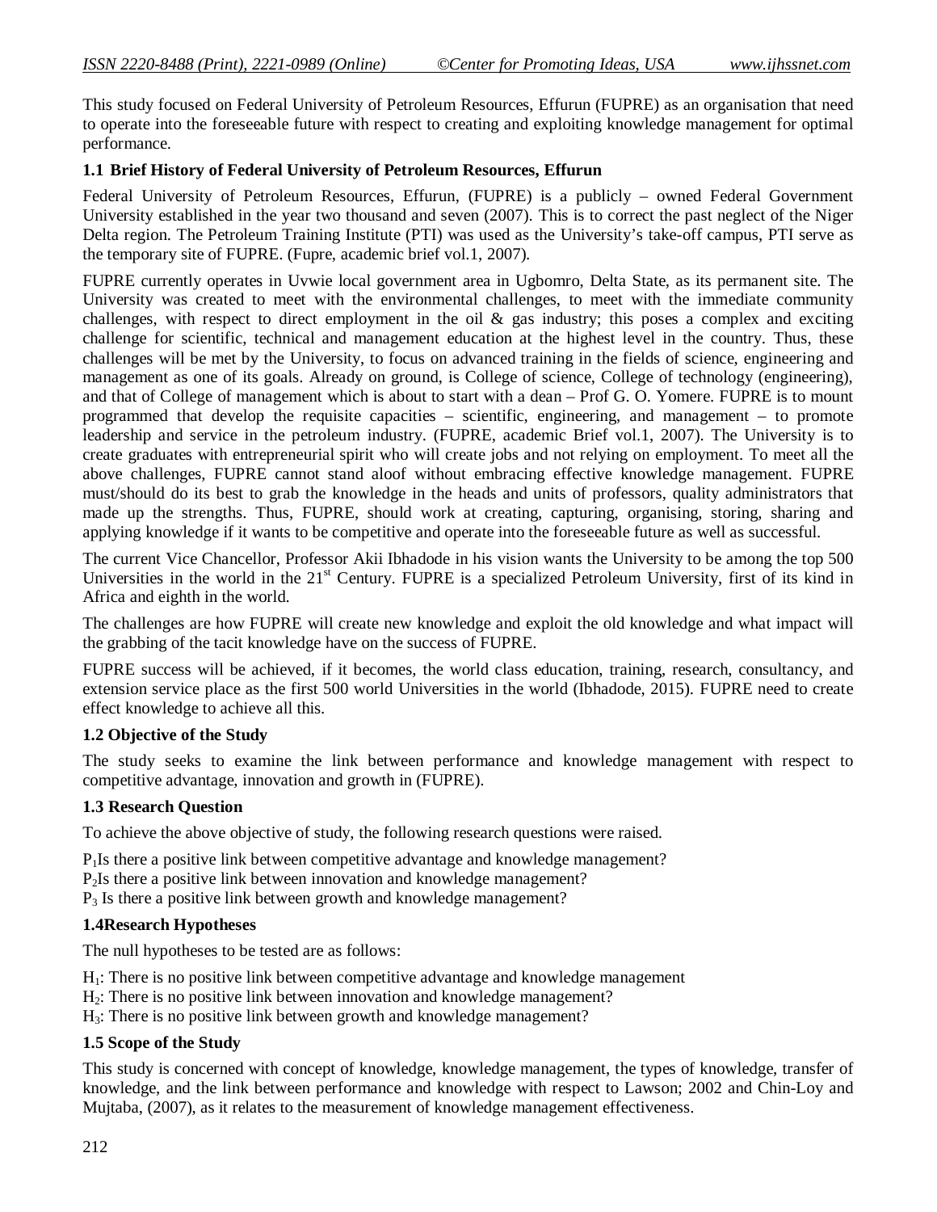This study focused on Federal University of Petroleum Resources, Effurun (FUPRE) as an organisation that need to operate into the foreseeable future with respect to creating and exploiting knowledge management for optimal performance.

### 1.1 Brief History of Federal University of Petroleum Resources, Effurun

Federal University of Petroleum Resources, Effurun, (FUPRE) is a publicly – owned Federal Government University established in the year two thousand and seven (2007). This is to correct the past neglect of the Niger Delta region. The Petroleum Training Institute (PTI) was used as the University's take-off campus, PTI serve as the temporary site of FUPRE. (Fupre, academic brief vol.1, 2007).

FUPRE currently operates in Uvwie local government area in Ugbomro, Delta State, as its permanent site. The University was created to meet with the environmental challenges, to meet with the immediate community challenges, with respect to direct employment in the oil & gas industry; this poses a complex and exciting challenge for scientific, technical and management education at the highest level in the country. Thus, these challenges will be met by the University, to focus on advanced training in the fields of science, engineering and management as one of its goals. Already on ground, is College of science, College of technology (engineering), and that of College of management which is about to start with a dean – Prof G. O. Yomere. FUPRE is to mount programmed that develop the requisite capacities – scientific, engineering, and management – to promote leadership and service in the petroleum industry. (FUPRE, academic Brief vol.1, 2007). The University is to create graduates with entrepreneurial spirit who will create jobs and not relying on employment. To meet all the above challenges, FUPRE cannot stand aloof without embracing effective knowledge management. FUPRE must/should do its best to grab the knowledge in the heads and units of professors, quality administrators that made up the strengths. Thus, FUPRE, should work at creating, capturing, organising, storing, sharing and applying knowledge if it wants to be competitive and operate into the foreseeable future as well as successful.

The current Vice Chancellor, Professor Akii Ibhadode in his vision wants the University to be among the top 500 Universities in the world in the 21st Century. FUPRE is a specialized Petroleum University, first of its kind in Africa and eighth in the world.

The challenges are how FUPRE will create new knowledge and exploit the old knowledge and what impact will the grabbing of the tacit knowledge have on the success of FUPRE.

FUPRE success will be achieved, if it becomes, the world class education, training, research, consultancy, and extension service place as the first 500 world Universities in the world (Ibhadode, 2015). FUPRE need to create effect knowledge to achieve all this.

### 1.2 Objective of the Study

The study seeks to examine the link between performance and knowledge management with respect to competitive advantage, innovation and growth in (FUPRE).

### 1.3 Research Question

To achieve the above objective of study, the following research questions were raised.

$P_1$Is there a positive link between competitive advantage and knowledge management?
$P_2$Is there a positive link between innovation and knowledge management?
$P_3$ Is there a positive link between growth and knowledge management?

### 1.4Research Hypotheses

The null hypotheses to be tested are as follows:

$H_1$: There is no positive link between competitive advantage and knowledge management
$H_2$: There is no positive link between innovation and knowledge management?
$H_3$: There is no positive link between growth and knowledge management?

### 1.5 Scope of the Study

This study is concerned with concept of knowledge, knowledge management, the types of knowledge, transfer of knowledge, and the link between performance and knowledge with respect to Lawson; 2002 and Chin-Loy and Mujtaba, (2007), as it relates to the measurement of knowledge management effectiveness.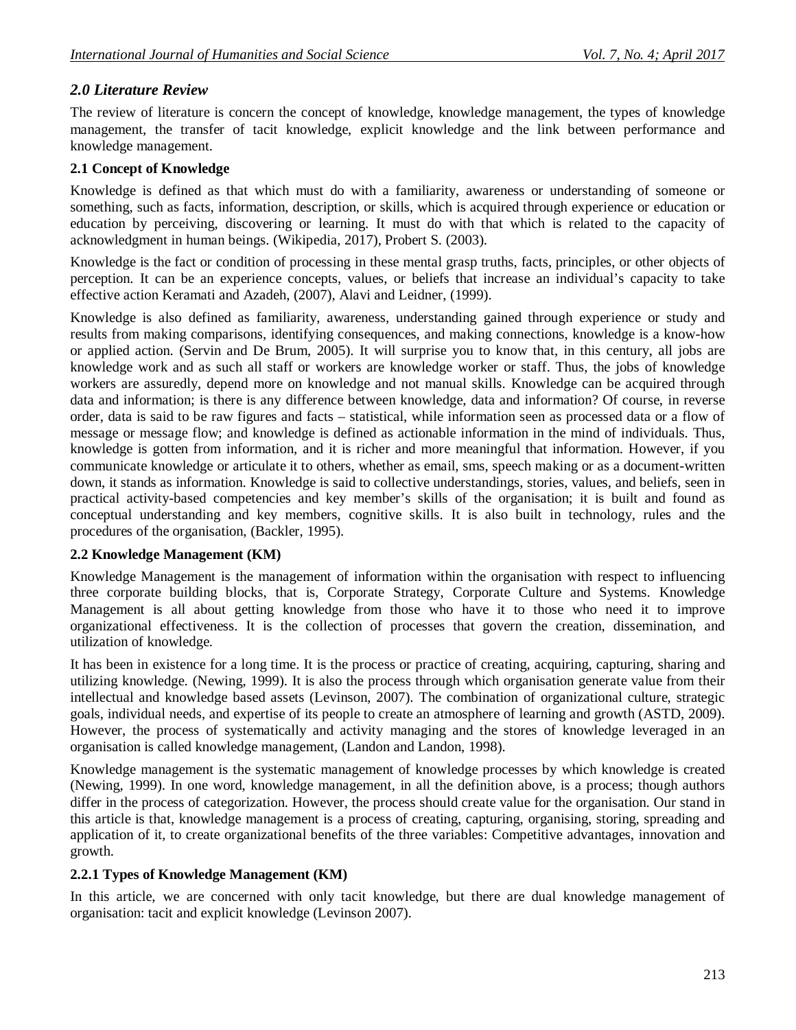## *2.0 Literature Review*

The review of literature is concern the concept of knowledge, knowledge management, the types of knowledge management, the transfer of tacit knowledge, explicit knowledge and the link between performance and knowledge management.

### 2.1 Concept of Knowledge

Knowledge is defined as that which must do with a familiarity, awareness or understanding of someone or something, such as facts, information, description, or skills, which is acquired through experience or education or education by perceiving, discovering or learning. It must do with that which is related to the capacity of acknowledgment in human beings. (Wikipedia, 2017), Probert S. (2003).

Knowledge is the fact or condition of processing in these mental grasp truths, facts, principles, or other objects of perception. It can be an experience concepts, values, or beliefs that increase an individual's capacity to take effective action Keramati and Azadeh, (2007), Alavi and Leidner, (1999).

Knowledge is also defined as familiarity, awareness, understanding gained through experience or study and results from making comparisons, identifying consequences, and making connections, knowledge is a know-how or applied action. (Servin and De Brum, 2005). It will surprise you to know that, in this century, all jobs are knowledge work and as such all staff or workers are knowledge worker or staff. Thus, the jobs of knowledge workers are assuredly, depend more on knowledge and not manual skills. Knowledge can be acquired through data and information; is there is any difference between knowledge, data and information? Of course, in reverse order, data is said to be raw figures and facts – statistical, while information seen as processed data or a flow of message or message flow; and knowledge is defined as actionable information in the mind of individuals. Thus, knowledge is gotten from information, and it is richer and more meaningful that information. However, if you communicate knowledge or articulate it to others, whether as email, sms, speech making or as a document-written down, it stands as information. Knowledge is said to collective understandings, stories, values, and beliefs, seen in practical activity-based competencies and key member's skills of the organisation; it is built and found as conceptual understanding and key members, cognitive skills. It is also built in technology, rules and the procedures of the organisation, (Backler, 1995).

### 2.2 Knowledge Management (KM)

Knowledge Management is the management of information within the organisation with respect to influencing three corporate building blocks, that is, Corporate Strategy, Corporate Culture and Systems. Knowledge Management is all about getting knowledge from those who have it to those who need it to improve organizational effectiveness. It is the collection of processes that govern the creation, dissemination, and utilization of knowledge.

It has been in existence for a long time. It is the process or practice of creating, acquiring, capturing, sharing and utilizing knowledge. (Newing, 1999). It is also the process through which organisation generate value from their intellectual and knowledge based assets (Levinson, 2007). The combination of organizational culture, strategic goals, individual needs, and expertise of its people to create an atmosphere of learning and growth (ASTD, 2009). However, the process of systematically and activity managing and the stores of knowledge leveraged in an organisation is called knowledge management, (Landon and Landon, 1998).

Knowledge management is the systematic management of knowledge processes by which knowledge is created (Newing, 1999). In one word, knowledge management, in all the definition above, is a process; though authors differ in the process of categorization. However, the process should create value for the organisation. Our stand in this article is that, knowledge management is a process of creating, capturing, organising, storing, spreading and application of it, to create organizational benefits of the three variables: Competitive advantages, innovation and growth.

#### 2.2.1 Types of Knowledge Management (KM)

In this article, we are concerned with only tacit knowledge, but there are dual knowledge management of organisation: tacit and explicit knowledge (Levinson 2007).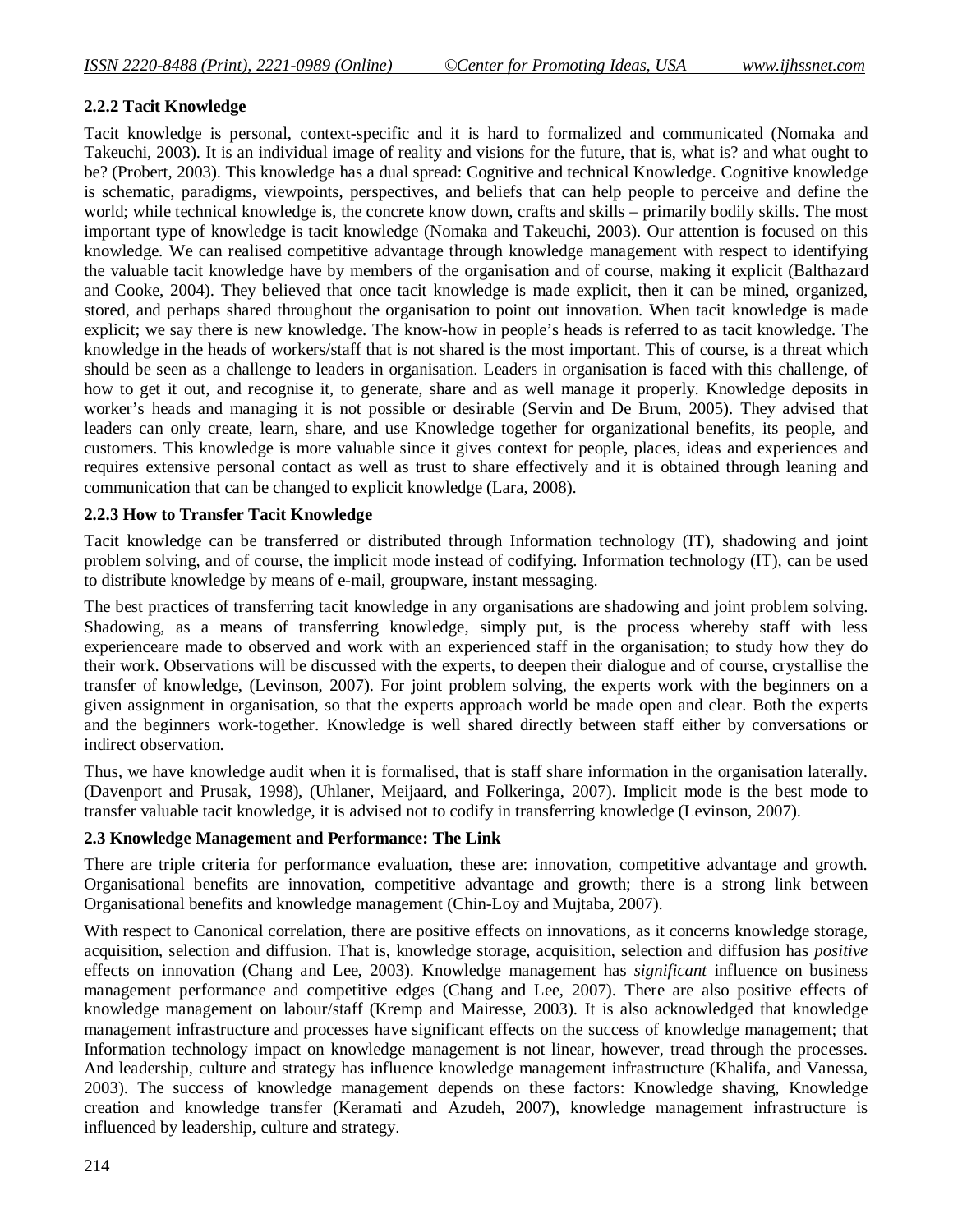### 2.2.2 Tacit Knowledge

Tacit knowledge is personal, context-specific and it is hard to formalized and communicated (Nomaka and Takeuchi, 2003). It is an individual image of reality and visions for the future, that is, what is? and what ought to be? (Probert, 2003). This knowledge has a dual spread: Cognitive and technical Knowledge. Cognitive knowledge is schematic, paradigms, viewpoints, perspectives, and beliefs that can help people to perceive and define the world; while technical knowledge is, the concrete know down, crafts and skills – primarily bodily skills. The most important type of knowledge is tacit knowledge (Nomaka and Takeuchi, 2003). Our attention is focused on this knowledge. We can realised competitive advantage through knowledge management with respect to identifying the valuable tacit knowledge have by members of the organisation and of course, making it explicit (Balthazard and Cooke, 2004). They believed that once tacit knowledge is made explicit, then it can be mined, organized, stored, and perhaps shared throughout the organisation to point out innovation. When tacit knowledge is made explicit; we say there is new knowledge. The know-how in people's heads is referred to as tacit knowledge. The knowledge in the heads of workers/staff that is not shared is the most important. This of course, is a threat which should be seen as a challenge to leaders in organisation. Leaders in organisation is faced with this challenge, of how to get it out, and recognise it, to generate, share and as well manage it properly. Knowledge deposits in worker's heads and managing it is not possible or desirable (Servin and De Brum, 2005). They advised that leaders can only create, learn, share, and use Knowledge together for organizational benefits, its people, and customers. This knowledge is more valuable since it gives context for people, places, ideas and experiences and requires extensive personal contact as well as trust to share effectively and it is obtained through leaning and communication that can be changed to explicit knowledge (Lara, 2008).

### 2.2.3 How to Transfer Tacit Knowledge

Tacit knowledge can be transferred or distributed through Information technology (IT), shadowing and joint problem solving, and of course, the implicit mode instead of codifying. Information technology (IT), can be used to distribute knowledge by means of e-mail, groupware, instant messaging.

The best practices of transferring tacit knowledge in any organisations are shadowing and joint problem solving. Shadowing, as a means of transferring knowledge, simply put, is the process whereby staff with less experienceare made to observed and work with an experienced staff in the organisation; to study how they do their work. Observations will be discussed with the experts, to deepen their dialogue and of course, crystallise the transfer of knowledge, (Levinson, 2007). For joint problem solving, the experts work with the beginners on a given assignment in organisation, so that the experts approach world be made open and clear. Both the experts and the beginners work-together. Knowledge is well shared directly between staff either by conversations or indirect observation.

Thus, we have knowledge audit when it is formalised, that is staff share information in the organisation laterally. (Davenport and Prusak, 1998), (Uhlaner, Meijaard, and Folkeringa, 2007). Implicit mode is the best mode to transfer valuable tacit knowledge, it is advised not to codify in transferring knowledge (Levinson, 2007).

### 2.3 Knowledge Management and Performance: The Link

There are triple criteria for performance evaluation, these are: innovation, competitive advantage and growth. Organisational benefits are innovation, competitive advantage and growth; there is a strong link between Organisational benefits and knowledge management (Chin-Loy and Mujtaba, 2007).

With respect to Canonical correlation, there are positive effects on innovations, as it concerns knowledge storage, acquisition, selection and diffusion. That is, knowledge storage, acquisition, selection and diffusion has *positive* effects on innovation (Chang and Lee, 2003). Knowledge management has *significant* influence on business management performance and competitive edges (Chang and Lee, 2007). There are also positive effects of knowledge management on labour/staff (Kremp and Mairesse, 2003). It is also acknowledged that knowledge management infrastructure and processes have significant effects on the success of knowledge management; that Information technology impact on knowledge management is not linear, however, tread through the processes. And leadership, culture and strategy has influence knowledge management infrastructure (Khalifa, and Vanessa, 2003). The success of knowledge management depends on these factors: Knowledge shaving, Knowledge creation and knowledge transfer (Keramati and Azudeh, 2007), knowledge management infrastructure is influenced by leadership, culture and strategy.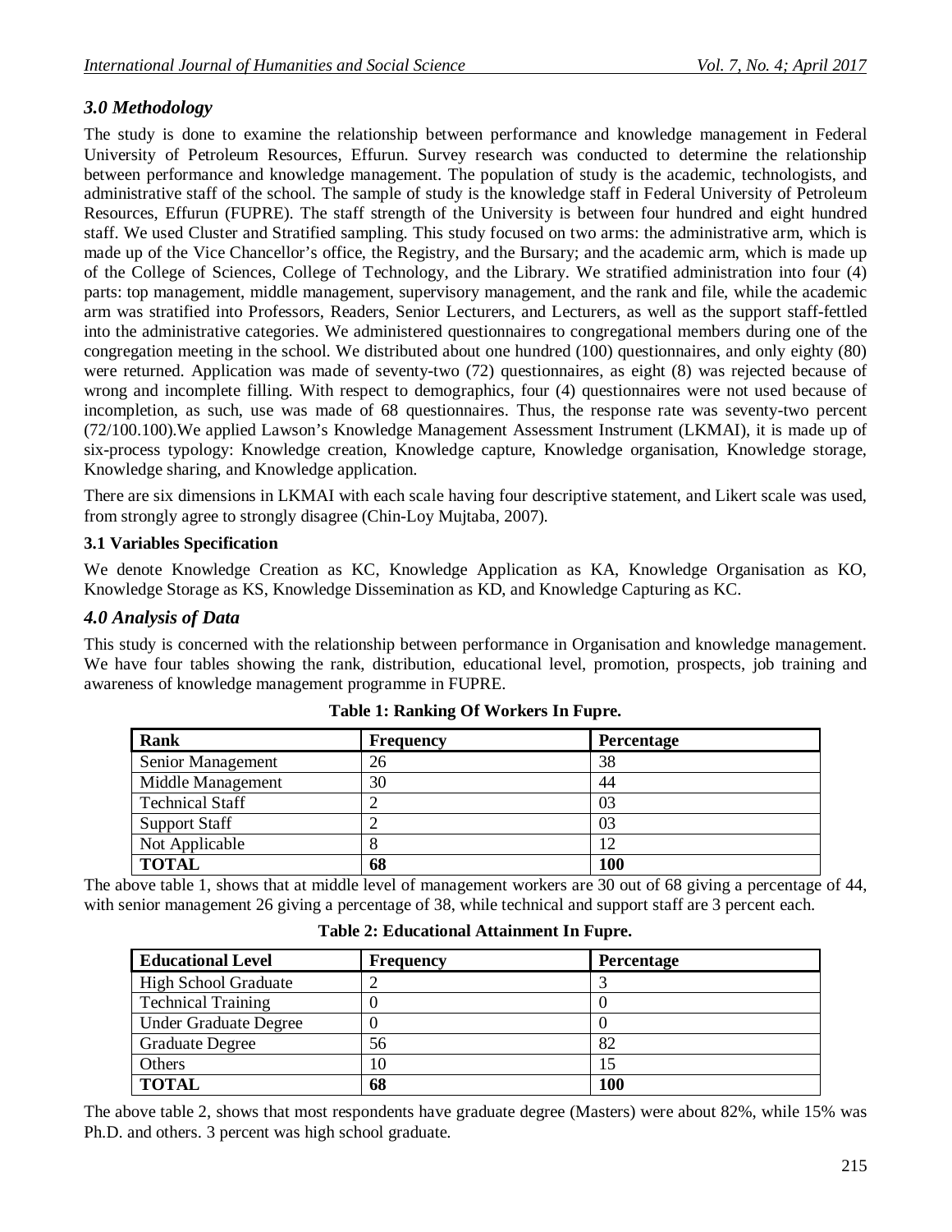## *3.0 Methodology*

The study is done to examine the relationship between performance and knowledge management in Federal University of Petroleum Resources, Effurun. Survey research was conducted to determine the relationship between performance and knowledge management. The population of study is the academic, technologists, and administrative staff of the school. The sample of study is the knowledge staff in Federal University of Petroleum Resources, Effurun (FUPRE). The staff strength of the University is between four hundred and eight hundred staff. We used Cluster and Stratified sampling. This study focused on two arms: the administrative arm, which is made up of the Vice Chancellor's office, the Registry, and the Bursary; and the academic arm, which is made up of the College of Sciences, College of Technology, and the Library. We stratified administration into four (4) parts: top management, middle management, supervisory management, and the rank and file, while the academic arm was stratified into Professors, Readers, Senior Lecturers, and Lecturers, as well as the support staff-fettled into the administrative categories. We administered questionnaires to congregational members during one of the congregation meeting in the school. We distributed about one hundred (100) questionnaires, and only eighty (80) were returned. Application was made of seventy-two (72) questionnaires, as eight (8) was rejected because of wrong and incomplete filling. With respect to demographics, four (4) questionnaires were not used because of incompletion, as such, use was made of 68 questionnaires. Thus, the response rate was seventy-two percent (72/100.100).We applied Lawson's Knowledge Management Assessment Instrument (LKMAI), it is made up of six-process typology: Knowledge creation, Knowledge capture, Knowledge organisation, Knowledge storage, Knowledge sharing, and Knowledge application.

There are six dimensions in LKMAI with each scale having four descriptive statement, and Likert scale was used, from strongly agree to strongly disagree (Chin-Loy Mujtaba, 2007).

### 3.1 Variables Specification

We denote Knowledge Creation as KC, Knowledge Application as KA, Knowledge Organisation as KO, Knowledge Storage as KS, Knowledge Dissemination as KD, and Knowledge Capturing as KC.

## *4.0 Analysis of Data*

This study is concerned with the relationship between performance in Organisation and knowledge management. We have four tables showing the rank, distribution, educational level, promotion, prospects, job training and awareness of knowledge management programme in FUPRE.

**Table 1: Ranking Of Workers In Fupre.**

| Rank | Frequency | Percentage |
|---|---|---|
| Senior Management | 26 | 38 |
| Middle Management | 30 | 44 |
| Technical Staff | 2 | 03 |
| Support Staff | 2 | 03 |
| Not Applicable | 8 | 12 |
| **TOTAL** | **68** | **100** |

The above table 1, shows that at middle level of management workers are 30 out of 68 giving a percentage of 44, with senior management 26 giving a percentage of 38, while technical and support staff are 3 percent each.

**Table 2: Educational Attainment In Fupre.**

| Educational Level | Frequency | Percentage |
|---|---|---|
| High School Graduate | 2 | 3 |
| Technical Training | 0 | 0 |
| Under Graduate Degree | 0 | 0 |
| Graduate Degree | 56 | 82 |
| Others | 10 | 15 |
| **TOTAL** | **68** | **100** |

The above table 2, shows that most respondents have graduate degree (Masters) were about 82%, while 15% was Ph.D. and others. 3 percent was high school graduate.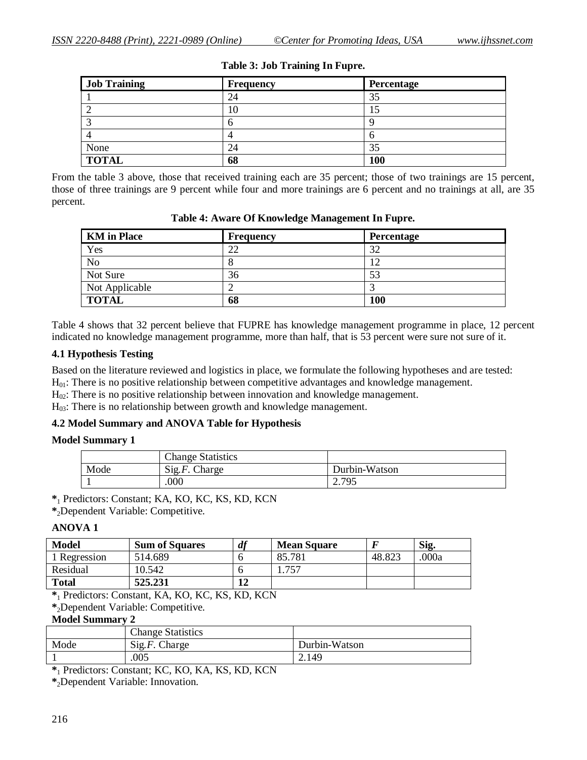**Table 3: Job Training In Fupre.**

| Job Training | Frequency | Percentage |
|---|---|---|
| 1 | 24 | 35 |
| 2 | 10 | 15 |
| 3 | 6 | 9 |
| 4 | 4 | 6 |
| None | 24 | 35 |
| **TOTAL** | **68** | **100** |

From the table 3 above, those that received training each are 35 percent; those of two trainings are 15 percent, those of three trainings are 9 percent while four and more trainings are 6 percent and no trainings at all, are 35 percent.

**Table 4: Aware Of Knowledge Management In Fupre.**

| KM in Place | Frequency | Percentage |
|---|---|---|
| Yes | 22 | 32 |
| No | 8 | 12 |
| Not Sure | 36 | 53 |
| Not Applicable | 2 | 3 |
| **TOTAL** | **68** | **100** |

Table 4 shows that 32 percent believe that FUPRE has knowledge management programme in place, 12 percent indicated no knowledge management programme, more than half, that is 53 percent were sure not sure of it.

### 4.1 Hypothesis Testing

Based on the literature reviewed and logistics in place, we formulate the following hypotheses and are tested:

$H_{01}$: There is no positive relationship between competitive advantages and knowledge management.

$H_{02}$: There is no positive relationship between innovation and knowledge management.

$H_{03}$: There is no relationship between growth and knowledge management.

### 4.2 Model Summary and ANOVA Table for Hypothesis

**Model Summary 1**

| | Change Statistics | |
|---|---|---|
| Mode | Sig.*F*. Charge | Durbin-Watson |
| 1 | .000 | 2.795 |

*$_1$ Predictors: Constant; KA, KO, KC, KS, KD, KCN

*$_2$Dependent Variable: Competitive.

**ANOVA 1**

| Model | Sum of Squares | *df* | Mean Square | *F* | Sig. |
|---|---|---|---|---|---|
| 1 Regression | 514.689 | 6 | 85.781 | 48.823 | .000a |
| Residual | 10.542 | 6 | 1.757 | | |
| **Total** | **525.231** | **12** | | | |

*$_1$ Predictors: Constant, KA, KO, KC, KS, KD, KCN

*$_2$Dependent Variable: Competitive.

**Model Summary 2**

| | Change Statistics | |
|---|---|---|
| Mode | Sig.*F*. Charge | Durbin-Watson |
| 1 | .005 | 2.149 |

*$_1$ Predictors: Constant; KC, KO, KA, KS, KD, KCN

*$_2$Dependent Variable: Innovation.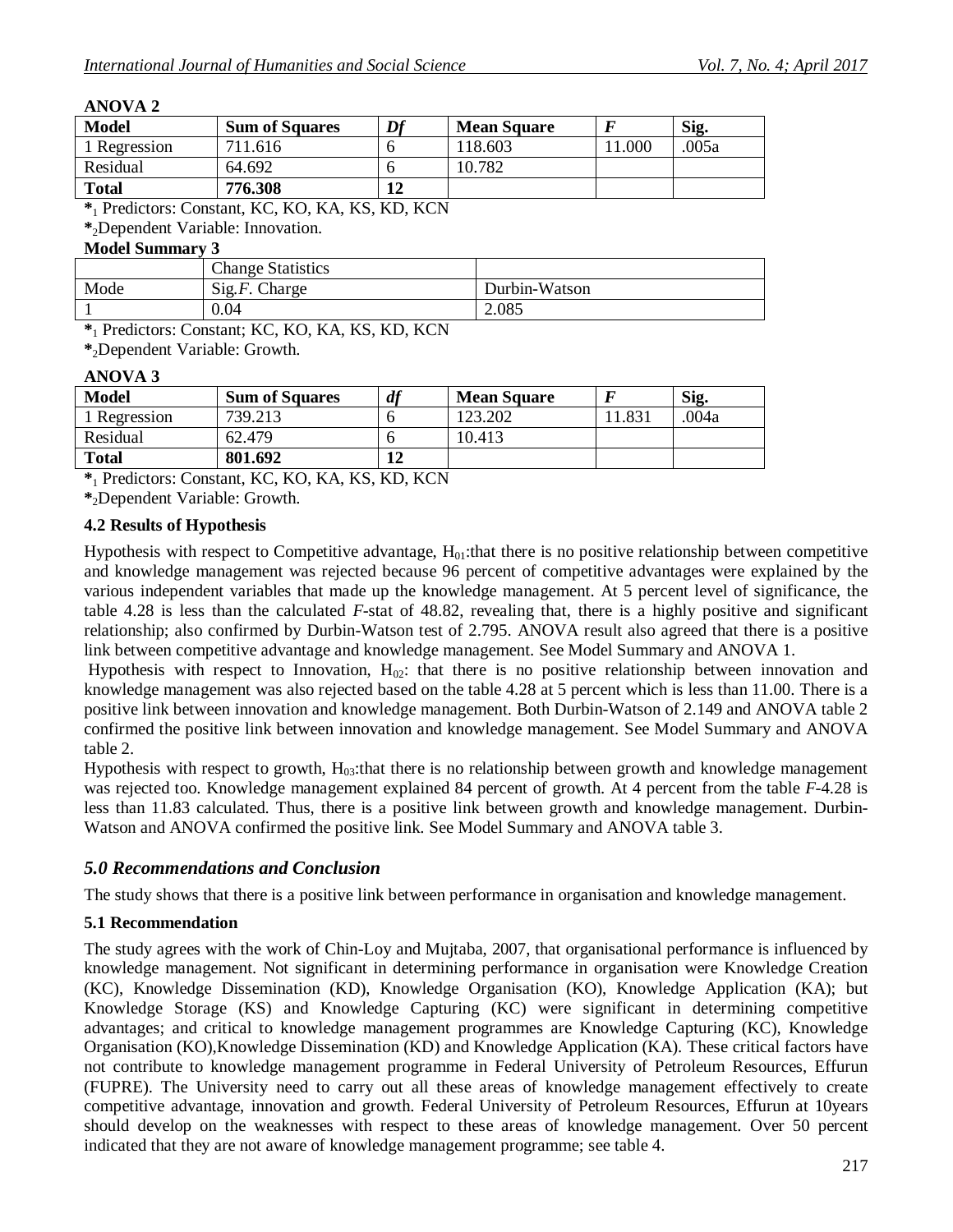**ANOVA 2**

| Model | Sum of Squares | Df | Mean Square | F | Sig. |
|---|---|---|---|---|---|
| 1 Regression | 711.616 | 6 | 118.603 | 11.000 | .005a |
| Residual | 64.692 | 6 | 10.782 | | |
| **Total** | **776.308** | **12** | | | |

*1 Predictors: Constant, KC, KO, KA, KS, KD, KCN

*2Dependent Variable: Innovation.

**Model Summary 3**

| | Change Statistics | |
|---|---|---|
| Mode | Sig.*F*. Charge | Durbin-Watson |
| 1 | 0.04 | 2.085 |

*1 Predictors: Constant; KC, KO, KA, KS, KD, KCN

*2Dependent Variable: Growth.

**ANOVA 3**

| Model | Sum of Squares | df | Mean Square | F | Sig. |
|---|---|---|---|---|---|
| 1 Regression | 739.213 | 6 | 123.202 | 11.831 | .004a |
| Residual | 62.479 | 6 | 10.413 | | |
| **Total** | **801.692** | **12** | | | |

*1 Predictors: Constant, KC, KO, KA, KS, KD, KCN

*2Dependent Variable: Growth.

### 4.2 Results of Hypothesis

Hypothesis with respect to Competitive advantage, $H_{01}$:that there is no positive relationship between competitive and knowledge management was rejected because 96 percent of competitive advantages were explained by the various independent variables that made up the knowledge management. At 5 percent level of significance, the table 4.28 is less than the calculated *F*-stat of 48.82, revealing that, there is a highly positive and significant relationship; also confirmed by Durbin-Watson test of 2.795. ANOVA result also agreed that there is a positive link between competitive advantage and knowledge management. See Model Summary and ANOVA 1.

Hypothesis with respect to Innovation, $H_{02}$: that there is no positive relationship between innovation and knowledge management was also rejected based on the table 4.28 at 5 percent which is less than 11.00. There is a positive link between innovation and knowledge management. Both Durbin-Watson of 2.149 and ANOVA table 2 confirmed the positive link between innovation and knowledge management. See Model Summary and ANOVA table 2.

Hypothesis with respect to growth, $H_{03}$:that there is no relationship between growth and knowledge management was rejected too. Knowledge management explained 84 percent of growth. At 4 percent from the table *F*-4.28 is less than 11.83 calculated. Thus, there is a positive link between growth and knowledge management. Durbin-Watson and ANOVA confirmed the positive link. See Model Summary and ANOVA table 3.

## *5.0 Recommendations and Conclusion*

The study shows that there is a positive link between performance in organisation and knowledge management.

### 5.1 Recommendation

The study agrees with the work of Chin-Loy and Mujtaba, 2007, that organisational performance is influenced by knowledge management. Not significant in determining performance in organisation were Knowledge Creation (KC), Knowledge Dissemination (KD), Knowledge Organisation (KO), Knowledge Application (KA); but Knowledge Storage (KS) and Knowledge Capturing (KC) were significant in determining competitive advantages; and critical to knowledge management programmes are Knowledge Capturing (KC), Knowledge Organisation (KO),Knowledge Dissemination (KD) and Knowledge Application (KA). These critical factors have not contribute to knowledge management programme in Federal University of Petroleum Resources, Effurun (FUPRE). The University need to carry out all these areas of knowledge management effectively to create competitive advantage, innovation and growth. Federal University of Petroleum Resources, Effurun at 10years should develop on the weaknesses with respect to these areas of knowledge management. Over 50 percent indicated that they are not aware of knowledge management programme; see table 4.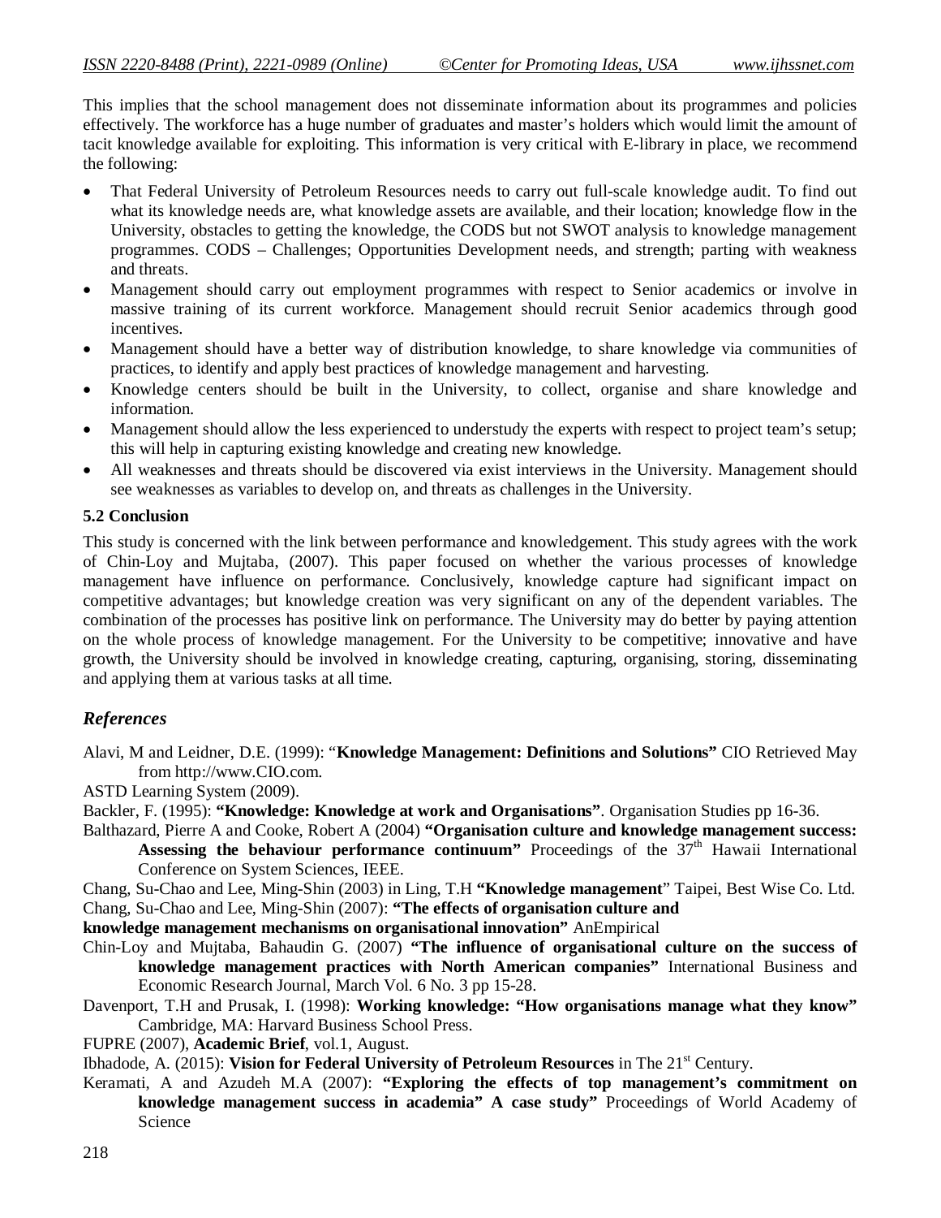This implies that the school management does not disseminate information about its programmes and policies effectively. The workforce has a huge number of graduates and master's holders which would limit the amount of tacit knowledge available for exploiting. This information is very critical with E-library in place, we recommend the following:

- That Federal University of Petroleum Resources needs to carry out full-scale knowledge audit. To find out what its knowledge needs are, what knowledge assets are available, and their location; knowledge flow in the University, obstacles to getting the knowledge, the CODS but not SWOT analysis to knowledge management programmes. CODS – Challenges; Opportunities Development needs, and strength; parting with weakness and threats.
- Management should carry out employment programmes with respect to Senior academics or involve in massive training of its current workforce. Management should recruit Senior academics through good incentives.
- Management should have a better way of distribution knowledge, to share knowledge via communities of practices, to identify and apply best practices of knowledge management and harvesting.
- Knowledge centers should be built in the University, to collect, organise and share knowledge and information.
- Management should allow the less experienced to understudy the experts with respect to project team's setup; this will help in capturing existing knowledge and creating new knowledge.
- All weaknesses and threats should be discovered via exist interviews in the University. Management should see weaknesses as variables to develop on, and threats as challenges in the University.

**5.2 Conclusion**

This study is concerned with the link between performance and knowledgement. This study agrees with the work of Chin-Loy and Mujtaba, (2007). This paper focused on whether the various processes of knowledge management have influence on performance. Conclusively, knowledge capture had significant impact on competitive advantages; but knowledge creation was very significant on any of the dependent variables. The combination of the processes has positive link on performance. The University may do better by paying attention on the whole process of knowledge management. For the University to be competitive; innovative and have growth, the University should be involved in knowledge creating, capturing, organising, storing, disseminating and applying them at various tasks at all time.

## *References*

Alavi, M and Leidner, D.E. (1999): "**Knowledge Management: Definitions and Solutions"** CIO Retrieved May from http://www.CIO.com.

ASTD Learning System (2009).

Backler, F. (1995): **"Knowledge: Knowledge at work and Organisations"**. Organisation Studies pp 16-36.

Balthazard, Pierre A and Cooke, Robert A (2004) **"Organisation culture and knowledge management success: Assessing the behaviour performance continuum"** Proceedings of the 37th Hawaii International Conference on System Sciences, IEEE.

Chang, Su-Chao and Lee, Ming-Shin (2003) in Ling, T.H **"Knowledge management**" Taipei, Best Wise Co. Ltd.

Chang, Su-Chao and Lee, Ming-Shin (2007): **"The effects of organisation culture and knowledge management mechanisms on organisational innovation"** AnEmpirical

Chin-Loy and Mujtaba, Bahaudin G. (2007) **"The influence of organisational culture on the success of knowledge management practices with North American companies"** International Business and Economic Research Journal, March Vol. 6 No. 3 pp 15-28.

Davenport, T.H and Prusak, I. (1998): **Working knowledge: "How organisations manage what they know"** Cambridge, MA: Harvard Business School Press.

FUPRE (2007), **Academic Brief**, vol.1, August.

Ibhadode, A. (2015): **Vision for Federal University of Petroleum Resources** in The 21st Century.

Keramati, A and Azudeh M.A (2007): **"Exploring the effects of top management's commitment on knowledge management success in academia" A case study"** Proceedings of World Academy of Science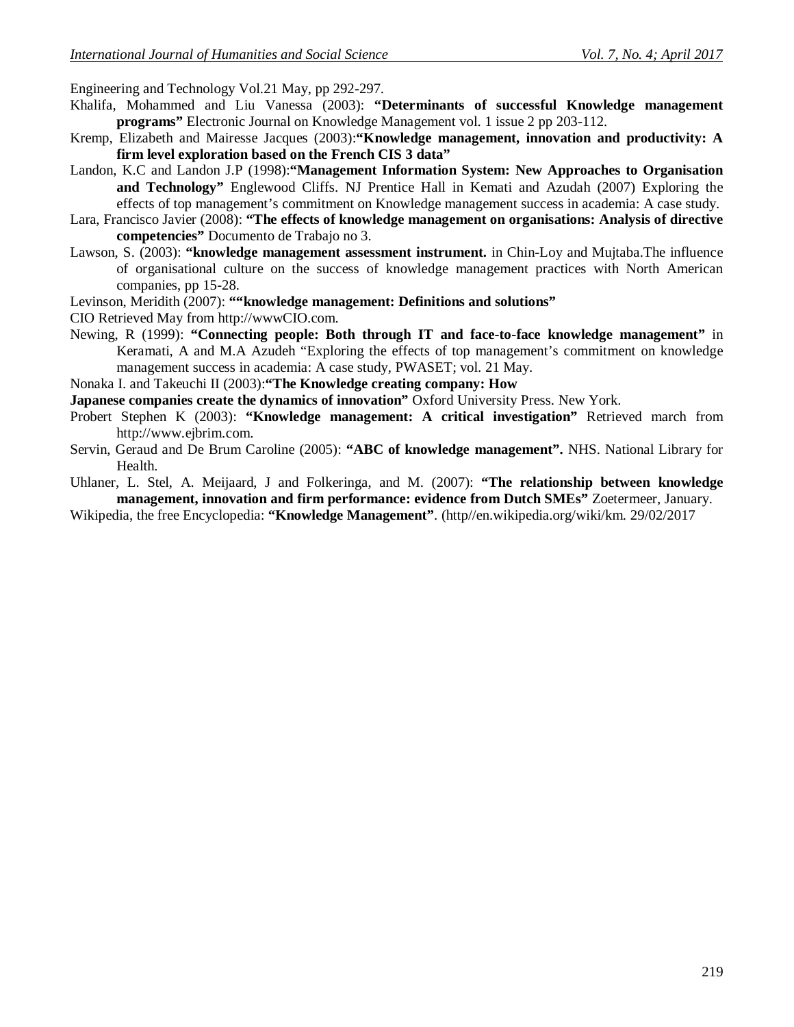Engineering and Technology Vol.21 May, pp 292-297.

Khalifa, Mohammed and Liu Vanessa (2003): **"Determinants of successful Knowledge management programs"** Electronic Journal on Knowledge Management vol. 1 issue 2 pp 203-112.

Kremp, Elizabeth and Mairesse Jacques (2003):**"Knowledge management, innovation and productivity: A firm level exploration based on the French CIS 3 data"**

Landon, K.C and Landon J.P (1998):**"Management Information System: New Approaches to Organisation and Technology"** Englewood Cliffs. NJ Prentice Hall in Kemati and Azudah (2007) Exploring the effects of top management's commitment on Knowledge management success in academia: A case study.

Lara, Francisco Javier (2008): **"The effects of knowledge management on organisations: Analysis of directive competencies"** Documento de Trabajo no 3.

Lawson, S. (2003): **"knowledge management assessment instrument.** in Chin-Loy and Mujtaba.The influence of organisational culture on the success of knowledge management practices with North American companies, pp 15-28.

Levinson, Meridith (2007): **""knowledge management: Definitions and solutions"**

CIO Retrieved May from http://wwwCIO.com.

Newing, R (1999): **"Connecting people: Both through IT and face-to-face knowledge management"** in Keramati, A and M.A Azudeh "Exploring the effects of top management's commitment on knowledge management success in academia: A case study, PWASET; vol. 21 May.

Nonaka I. and Takeuchi II (2003):**"The Knowledge creating company: How**

**Japanese companies create the dynamics of innovation"** Oxford University Press. New York.

Probert Stephen K (2003): **"Knowledge management: A critical investigation"** Retrieved march from http://www.ejbrim.com.

Servin, Geraud and De Brum Caroline (2005): **"ABC of knowledge management".** NHS. National Library for Health.

Uhlaner, L. Stel, A. Meijaard, J and Folkeringa, and M. (2007): **"The relationship between knowledge management, innovation and firm performance: evidence from Dutch SMEs"** Zoetermeer, January.

Wikipedia, the free Encyclopedia: **"Knowledge Management"**. (http//en.wikipedia.org/wiki/km. 29/02/2017